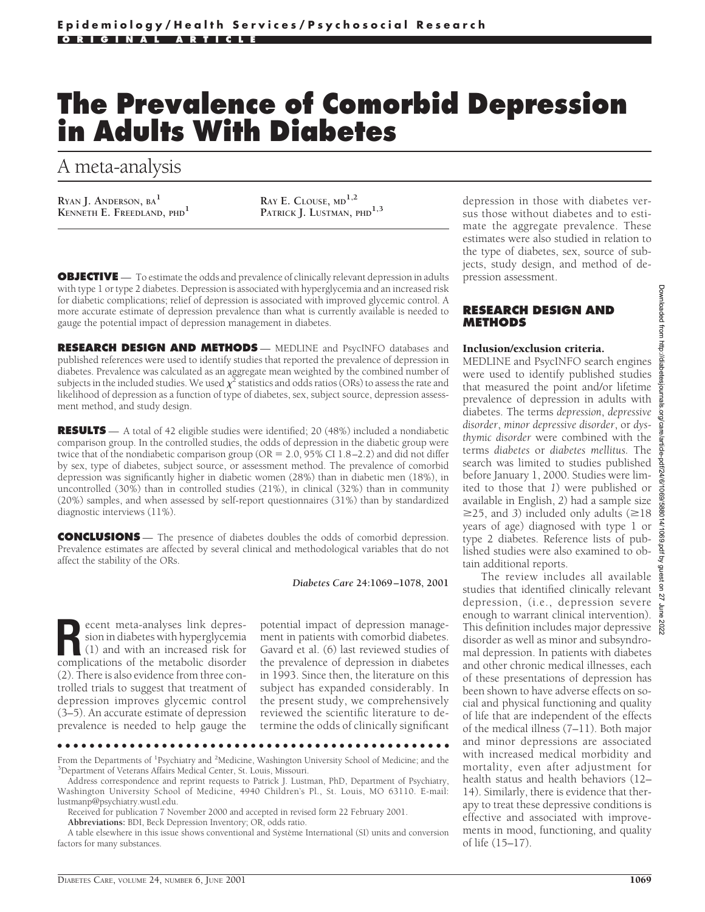Epidemiology/Health Services/Psychosocial Research

ORIGINAL ARTICLE

# The Prevalence of Comorbid Depression in Adults With Diabetes

## A meta-analysis

RYAN J. ANDERSON, BA[1]
KENNETH E. FREEDLAND, PHD[1]
RAY E. CLOUSE, MD[1,2]
PATRICK J. LUSTMAN, PHD[1,3]

**OBJECTIVE** — To estimate the odds and prevalence of clinically relevant depression in adults with type 1 or type 2 diabetes. Depression is associated with hyperglycemia and an increased risk for diabetic complications; relief of depression is associated with improved glycemic control. A more accurate estimate of depression prevalence than what is currently available is needed to gauge the potential impact of depression management in diabetes.

**RESEARCH DESIGN AND METHODS** — MEDLINE and PsycINFO databases and published references were used to identify studies that reported the prevalence of depression in diabetes. Prevalence was calculated as an aggregate mean weighted by the combined number of subjects in the included studies. We used $\chi^2$ statistics and odds ratios (ORs) to assess the rate and likelihood of depression as a function of type of diabetes, sex, subject source, depression assessment method, and study design.

**RESULTS** — A total of 42 eligible studies were identified; 20 (48%) included a nondiabetic comparison group. In the controlled studies, the odds of depression in the diabetic group were twice that of the nondiabetic comparison group (OR = 2.0, 95% CI 1.8–2.2) and did not differ by sex, type of diabetes, subject source, or assessment method. The prevalence of comorbid depression was significantly higher in diabetic women (28%) than in diabetic men (18%), in uncontrolled (30%) than in controlled studies (21%), in clinical (32%) than in community (20%) samples, and when assessed by self-report questionnaires (31%) than by standardized diagnostic interviews (11%).

**CONCLUSIONS** — The presence of diabetes doubles the odds of comorbid depression. Prevalence estimates are affected by several clinical and methodological variables that do not affect the stability of the ORs.

*Diabetes Care* **24:1069–1078, 2001**

Recent meta-analyses link depression in diabetes with hyperglycemia (1) and with an increased risk for complications of the metabolic disorder (2). There is also evidence from three controlled trials to suggest that treatment of depression improves glycemic control (3–5). An accurate estimate of depression prevalence is needed to help gauge the potential impact of depression management in patients with comorbid diabetes. Gavard et al. (6) last reviewed studies of the prevalence of depression in diabetes in 1993. Since then, the literature on this subject has expanded considerably. In the present study, we comprehensively reviewed the scientific literature to determine the odds of clinically significant depression in those with diabetes versus those without diabetes and to estimate the aggregate prevalence. These estimates were also studied in relation to the type of diabetes, sex, source of subjects, study design, and method of depression assessment.

From the Departments of [1]Psychiatry and [2]Medicine, Washington University School of Medicine; and the [3]Department of Veterans Affairs Medical Center, St. Louis, Missouri.

Address correspondence and reprint requests to Patrick J. Lustman, PhD, Department of Psychiatry, Washington University School of Medicine, 4940 Children's Pl., St. Louis, MO 63110. E-mail: lustmanp@psychiatry.wustl.edu.

Received for publication 7 November 2000 and accepted in revised form 22 February 2001.

**Abbreviations:** BDI, Beck Depression Inventory; OR, odds ratio.

A table elsewhere in this issue shows conventional and Système International (SI) units and conversion factors for many substances.

## RESEARCH DESIGN AND METHODS

### Inclusion/exclusion criteria.

MEDLINE and PsycINFO search engines were used to identify published studies that measured the point and/or lifetime prevalence of depression in adults with diabetes. The terms *depression*, *depressive disorder*, *minor depressive disorder*, or *dysthymic disorder* were combined with the terms *diabetes* or *diabetes mellitus.* The search was limited to studies published before January 1, 2000. Studies were limited to those that *1*) were published or available in English, *2*) had a sample size ≥25, and *3*) included only adults (≥18 years of age) diagnosed with type 1 or type 2 diabetes. Reference lists of published studies were also examined to obtain additional reports.

The review includes all available studies that identified clinically relevant depression, (i.e., depression severe enough to warrant clinical intervention). This definition includes major depressive disorder as well as minor and subsyndromal depression. In patients with diabetes and other chronic medical illnesses, each of these presentations of depression has been shown to have adverse effects on social and physical functioning and quality of life that are independent of the effects of the medical illness (7–11). Both major and minor depressions are associated with increased medical morbidity and mortality, even after adjustment for health status and health behaviors (12–14). Similarly, there is evidence that therapy to treat these depressive conditions is effective and associated with improvements in mood, functioning, and quality of life (15–17).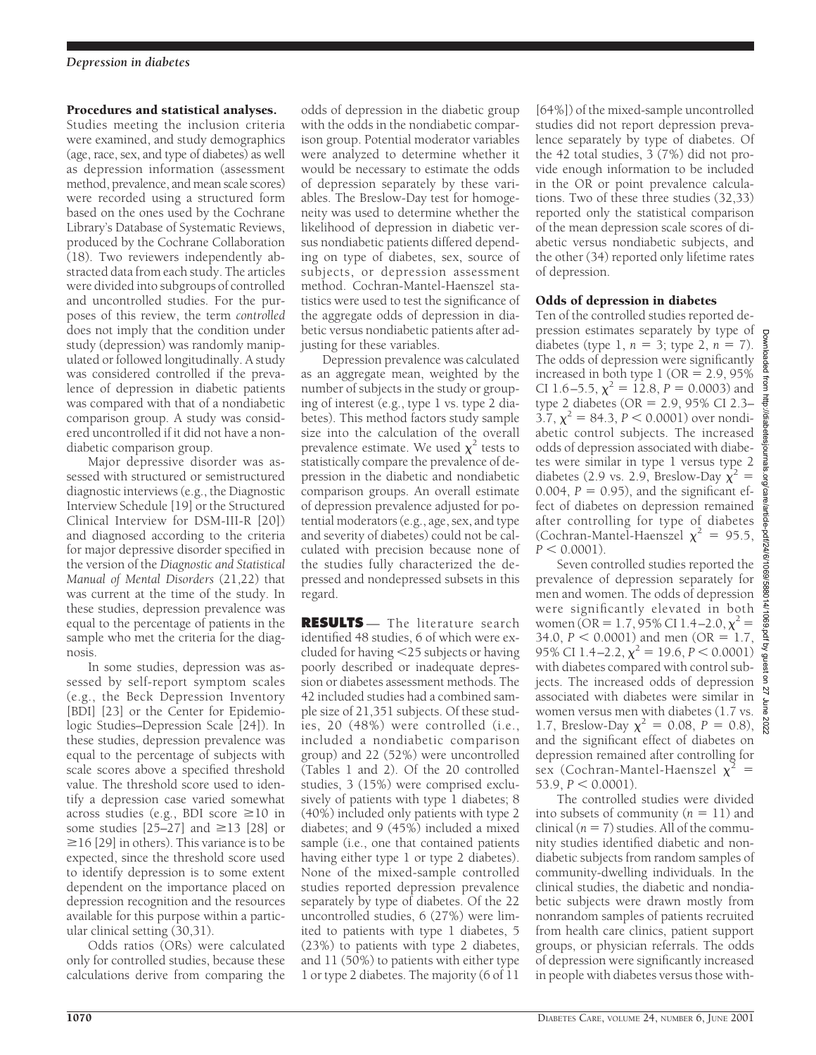**Procedures and statistical analyses.** Studies meeting the inclusion criteria were examined, and study demographics (age, race, sex, and type of diabetes) as well as depression information (assessment method, prevalence, and mean scale scores) were recorded using a structured form based on the ones used by the Cochrane Library's Database of Systematic Reviews, produced by the Cochrane Collaboration (18). Two reviewers independently abstracted data from each study. The articles were divided into subgroups of controlled and uncontrolled studies. For the purposes of this review, the term *controlled* does not imply that the condition under study (depression) was randomly manipulated or followed longitudinally. A study was considered controlled if the prevalence of depression in diabetic patients was compared with that of a nondiabetic comparison group. A study was considered uncontrolled if it did not have a nondiabetic comparison group.

Major depressive disorder was assessed with structured or semistructured diagnostic interviews (e.g., the Diagnostic Interview Schedule [19] or the Structured Clinical Interview for DSM-III-R [20]) and diagnosed according to the criteria for major depressive disorder specified in the version of the *Diagnostic and Statistical Manual of Mental Disorders* (21,22) that was current at the time of the study. In these studies, depression prevalence was equal to the percentage of patients in the sample who met the criteria for the diagnosis.

In some studies, depression was assessed by self-report symptom scales (e.g., the Beck Depression Inventory [BDI] [23] or the Center for Epidemiologic Studies–Depression Scale [24]). In these studies, depression prevalence was equal to the percentage of subjects with scale scores above a specified threshold value. The threshold score used to identify a depression case varied somewhat across studies (e.g., BDI score ≥10 in some studies [25–27] and ≥13 [28] or ≥16 [29] in others). This variance is to be expected, since the threshold score used to identify depression is to some extent dependent on the importance placed on depression recognition and the resources available for this purpose within a particular clinical setting (30,31).

Odds ratios (ORs) were calculated only for controlled studies, because these calculations derive from comparing the odds of depression in the diabetic group with the odds in the nondiabetic comparison group. Potential moderator variables were analyzed to determine whether it would be necessary to estimate the odds of depression separately by these variables. The Breslow-Day test for homogeneity was used to determine whether the likelihood of depression in diabetic versus nondiabetic patients differed depending on type of diabetes, sex, source of subjects, or depression assessment method. Cochran-Mantel-Haenszel statistics were used to test the significance of the aggregate odds of depression in diabetic versus nondiabetic patients after adjusting for these variables.

Depression prevalence was calculated as an aggregate mean, weighted by the number of subjects in the study or grouping of interest (e.g., type 1 vs. type 2 diabetes). This method factors study sample size into the calculation of the overall prevalence estimate. We used $\chi^2$ tests to statistically compare the prevalence of depression in the diabetic and nondiabetic comparison groups. An overall estimate of depression prevalence adjusted for potential moderators (e.g., age, sex, and type and severity of diabetes) could not be calculated with precision because none of the studies fully characterized the depressed and nondepressed subsets in this regard.

## RESULTS

The literature search identified 48 studies, 6 of which were excluded for having <25 subjects or having poorly described or inadequate depression or diabetes assessment methods. The 42 included studies had a combined sample size of 21,351 subjects. Of these studies, 20 (48%) were controlled (i.e., included a nondiabetic comparison group) and 22 (52%) were uncontrolled (Tables 1 and 2). Of the 20 controlled studies, 3 (15%) were comprised exclusively of patients with type 1 diabetes; 8 (40%) included only patients with type 2 diabetes; and 9 (45%) included a mixed sample (i.e., one that contained patients having either type 1 or type 2 diabetes). None of the mixed-sample controlled studies reported depression prevalence separately by type of diabetes. Of the 22 uncontrolled studies, 6 (27%) were limited to patients with type 1 diabetes, 5 (23%) to patients with type 2 diabetes, and 11 (50%) to patients with either type 1 or type 2 diabetes. The majority (6 of 11 [64%]) of the mixed-sample uncontrolled studies did not report depression prevalence separately by type of diabetes. Of the 42 total studies, 3 (7%) did not provide enough information to be included in the OR or point prevalence calculations. Two of these three studies (32,33) reported only the statistical comparison of the mean depression scale scores of diabetic versus nondiabetic subjects, and the other (34) reported only lifetime rates of depression.

### Odds of depression in diabetes

Ten of the controlled studies reported depression estimates separately by type of diabetes (type 1, $n = 3$; type 2, $n = 7$). The odds of depression were significantly increased in both type 1 (OR = 2.9, 95% CI 1.6–5.5, $\chi^2 = 12.8$, $P = 0.0003$) and type 2 diabetes (OR = 2.9, 95% CI 2.3–3.7, $\chi^2 = 84.3$, $P < 0.0001$) over nondiabetic control subjects. The increased odds of depression associated with diabetes were similar in type 1 versus type 2 diabetes (2.9 vs. 2.9, Breslow-Day $\chi^2 = 0.004$, $P = 0.95$), and the significant effect of diabetes on depression remained after controlling for type of diabetes (Cochran-Mantel-Haenszel $\chi^2 = 95.5$, $P < 0.0001$).

Seven controlled studies reported the prevalence of depression separately for men and women. The odds of depression were significantly elevated in both women (OR = 1.7, 95% CI 1.4–2.0, $\chi^2 = 34.0$, $P < 0.0001$) and men (OR = 1.7, 95% CI 1.4–2.2, $\chi^2 = 19.6$, $P < 0.0001$) with diabetes compared with control subjects. The increased odds of depression associated with diabetes were similar in women versus men with diabetes (1.7 vs. 1.7, Breslow-Day $\chi^2 = 0.08$, $P = 0.8$), and the significant effect of diabetes on depression remained after controlling for sex (Cochran-Mantel-Haenszel $\chi^2 = 53.9$, $P < 0.0001$).

The controlled studies were divided into subsets of community ($n = 11$) and clinical ($n = 7$) studies. All of the community studies identified diabetic and nondiabetic subjects from random samples of community-dwelling individuals. In the clinical studies, the diabetic and nondiabetic subjects were drawn mostly from nonrandom samples of patients recruited from health care clinics, patient support groups, or physician referrals. The odds of depression were significantly increased in people with diabetes versus those with-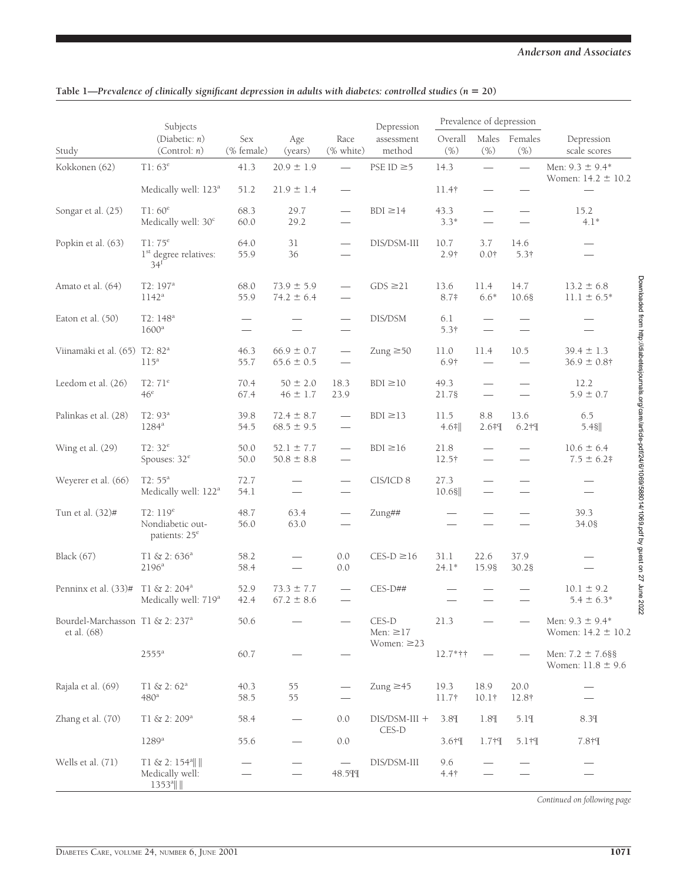**Table 1—Prevalence of clinically significant depression in adults with diabetes: controlled studies (n = 20)**

| Study | Subjects (Diabetic: n) (Control: n) | Sex (% female) | Age (years) | Race (% white) | Depression assessment method | Prevalence of depression | | | Depression scale scores |
|---|---|---|---|---|---|---|---|---|---|
| | | | | | | Overall (%) | Males (%) | Females (%) | |
| Kokkonen (62) | T1: 63[e] | 41.3 | 20.9 ± 1.9 | — | PSE ID ≥5 | 14.3 | — | — | Men: 9.3 ± 9.4* Women: 14.2 ± 10.2 |
| | Medically well: 123[a] | 51.2 | 21.9 ± 1.4 | — | | 11.4† | — | — | — |
| Songar et al. (25) | T1: 60[e] | 68.3 | 29.7 | — | BDI ≥14 | 43.3 | — | — | 15.2 |
| | Medically well: 30[c] | 60.0 | 29.2 | — | | 3.3* | — | — | 4.1* |
| Popkin et al. (63) | T1: 75[e] | 64.0 | 31 | — | DIS/DSM-III | 10.7 | 3.7 | 14.6 | — |
| | 1[st] degree relatives: 34[f] | 55.9 | 36 | — | | 2.9† | 0.0† | 5.3† | — |
| Amato et al. (64) | T2: 197[a] | 68.0 | 73.9 ± 5.9 | — | GDS ≥21 | 13.6 | 11.4 | 14.7 | 13.2 ± 6.8 |
| | 1142[a] | 55.9 | 74.2 ± 6.4 | — | | 8.7‡ | 6.6* | 10.6§ | 11.1 ± 6.5* |
| Eaton et al. (50) | T2: 148[a] | — | — | — | DIS/DSM | 6.1 | — | — | — |
| | 1600[a] | — | — | — | | 5.3† | — | — | — |
| Viinamäki et al. (65) | T2: 82[a] | 46.3 | 66.9 ± 0.7 | — | Zung ≥50 | 11.0 | 11.4 | 10.5 | 39.4 ± 1.3 |
| | 115[a] | 55.7 | 65.6 ± 0.5 | — | | 6.9† | — | — | 36.9 ± 0.8† |
| Leedom et al. (26) | T2: 71[e] | 70.4 | 50 ± 2.0 | 18.3 | BDI ≥10 | 49.3 | — | — | 12.2 |
| | 46[e] | 67.4 | 46 ± 1.7 | 23.9 | | 21.7§ | — | — | 5.9 ± 0.7 |
| Palinkas et al. (28) | T2: 93[a] | 39.8 | 72.4 ± 8.7 | — | BDI ≥13 | 11.5 | 8.8 | 13.6 | 6.5 |
| | 1284[a] | 54.5 | 68.5 ± 9.5 | — | | 4.6‡‖ | 2.6†¶ | 6.2†¶ | 5.4§‖ |
| Wing et al. (29) | T2: 32[e] | 50.0 | 52.1 ± 7.7 | — | BDI ≥16 | 21.8 | — | — | 10.6 ± 6.4 |
| | Spouses: 32[e] | 50.0 | 50.8 ± 8.8 | — | | 12.5† | — | — | 7.5 ± 6.2‡ |
| Weyerer et al. (66) | T2: 55[a] | 72.7 | — | — | CIS/ICD 8 | 27.3 | — | — | — |
| | Medically well: 122[a] | 54.1 | — | — | | 10.6§‖ | — | — | — |
| Tun et al. (32)# | T2: 119[e] | 48.7 | 63.4 | — | Zung## | — | — | — | 39.3 |
| | Nondiabetic outpatients: 25[e] | 56.0 | 63.0 | — | | — | — | — | 34.0§ |
| Black (67) | T1 & 2: 636[a] | 58.2 | — | 0.0 | CES-D ≥16 | 31.1 | 22.6 | 37.9 | — |
| | 2196[a] | 58.4 | — | 0.0 | | 24.1* | 15.9§ | 30.2§ | — |
| Penninx et al. (33)# | T1 & 2: 204[a] | 52.9 | 73.3 ± 7.7 | — | CES-D## | — | — | — | 10.1 ± 9.2 |
| | Medically well: 719[a] | 42.4 | 67.2 ± 8.6 | — | | — | — | — | 5.4 ± 6.3* |
| Bourdel-Marchasson et al. (68) | T1 & 2: 237[a] | 50.6 | — | — | CES-D Men: ≥17 Women: ≥23 | 21.3 | — | — | Men: 9.3 ± 9.4* Women: 14.2 ± 10.2 |
| | 2555[a] | 60.7 | — | — | | 12.7*†† | — | — | Men: 7.2 ± 7.6§§ Women: 11.8 ± 9.6 |
| Rajala et al. (69) | T1 & 2: 62[a] | 40.3 | 55 | — | Zung ≥45 | 19.3 | 18.9 | 20.0 | — |
| | 480[a] | 58.5 | 55 | — | | 11.7† | 10.1† | 12.8† | — |
| Zhang et al. (70) | T1 & 2: 209[a] | 58.4 | — | 0.0 | DIS/DSM-III + CES-D | 3.8¶ | 1.8¶ | 5.1¶ | 8.3¶ |
| | 1289[a] | 55.6 | — | 0.0 | | 3.6†¶ | 1.7†¶ | 5.1†¶ | 7.8†¶ |
| Wells et al. (71) | T1 & 2: 154[a]‖‖ | — | — | — | DIS/DSM-III | 9.6 | — | — | — |
| | Medically well: 1353[a]‖‖ | — | — | 48.5¶¶ | | 4.4† | — | — | — |

*Continued on following page*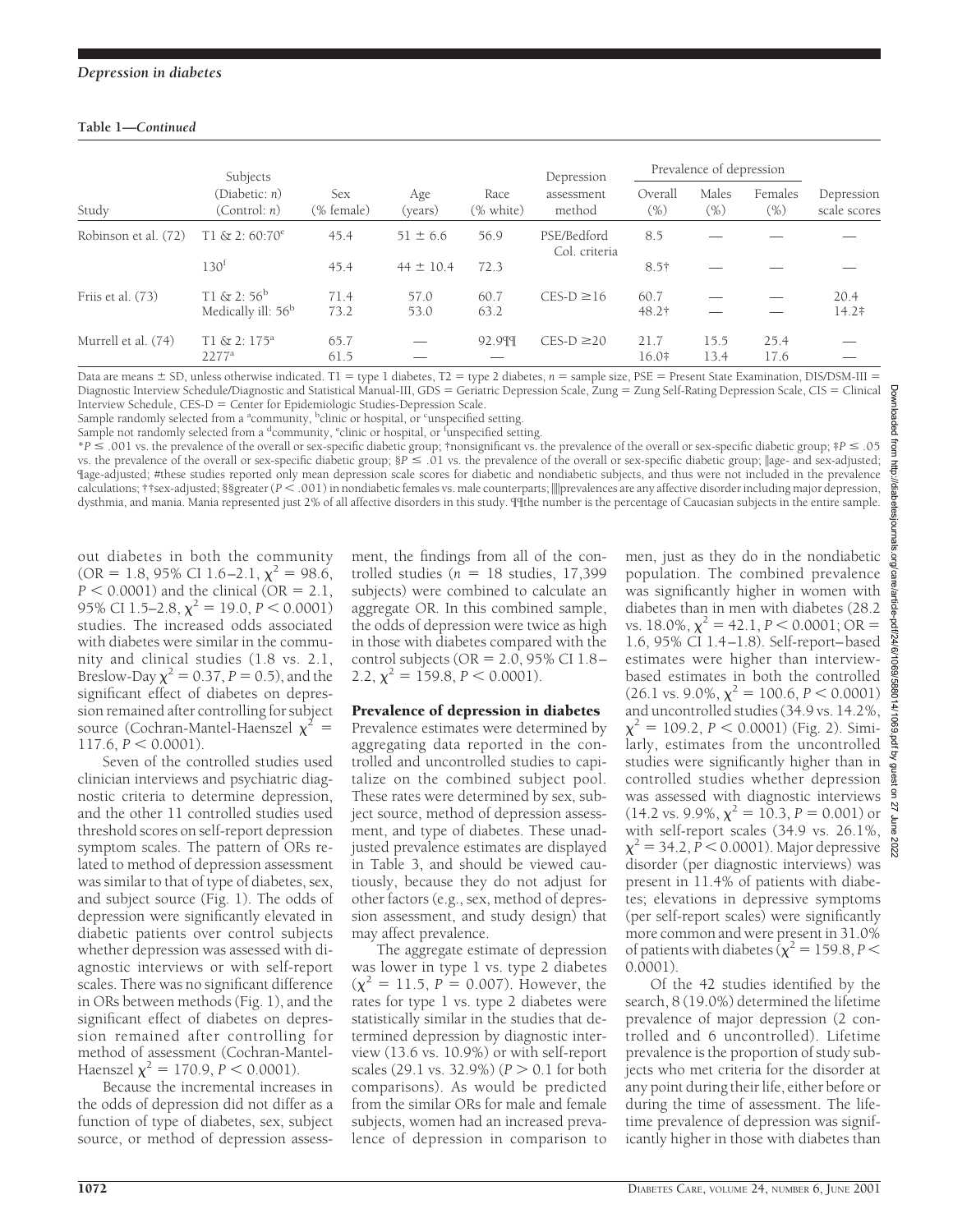**Table 1—Continued**

| Study | Subjects (Diabetic: *n*) (Control: *n*) | Sex (% female) | Age (years) | Race (% white) | Depression assessment method | Prevalence of depression Overall (%) | Males (%) | Females (%) | Depression scale scores |
|---|---|---|---|---|---|---|---|---|---|
| Robinson et al. (72) | T1 & 2: 60:70[e] | 45.4 | 51 ± 6.6 | 56.9 | PSE/Bedford Col. criteria | 8.5 | — | — | — |
| | 130[f] | 45.4 | 44 ± 10.4 | 72.3 | | 8.5† | — | — | — |
| Friis et al. (73) | T1 & 2: 56[b] | 71.4 | 57.0 | 60.7 | CES-D ≥16 | 60.7 | — | — | 20.4 |
| | Medically ill: 56[b] | 73.2 | 53.0 | 63.2 | | 48.2† | — | — | 14.2‡ |
| Murrell et al. (74) | T1 & 2: 175[a] | 65.7 | — | 92.9¶¶ | CES-D ≥20 | 21.7 | 15.5 | 25.4 | — |
| | 2277[a] | 61.5 | — | — | | 16.0‡ | 13.4 | 17.6 | — |

Data are means ± SD, unless otherwise indicated. T1 = type 1 diabetes, T2 = type 2 diabetes, *n* = sample size, PSE = Present State Examination, DIS/DSM-III = Diagnostic Interview Schedule/Diagnostic and Statistical Manual-III, GDS = Geriatric Depression Scale, Zung = Zung Self-Rating Depression Scale, CIS = Clinical Interview Schedule, CES-D = Center for Epidemiologic Studies-Depression Scale.
Sample randomly selected from a [a]community, [b]clinic or hospital, or [c]unspecified setting.
Sample not randomly selected from a [d]community, [e]clinic or hospital, or [f]unspecified setting.
*$P \leq .001$ vs. the prevalence of the overall or sex-specific diabetic group; †nonsignificant vs. the prevalence of the overall or sex-specific diabetic group; ‡$P \leq .05$ vs. the prevalence of the overall or sex-specific diabetic group; §$P \leq .01$ vs. the prevalence of the overall or sex-specific diabetic group; ‖age- and sex-adjusted; ¶age-adjusted; #these studies reported only mean depression scale scores for diabetic and nondiabetic subjects, and thus were not included in the prevalence calculations; ††sex-adjusted; §§greater ($P < .001$) in nondiabetic females vs. male counterparts; ‖‖prevalences are any affective disorder including major depression, dysthmia, and mania. Mania represented just 2% of all affective disorders in this study. ¶¶the number is the percentage of Caucasian subjects in the entire sample.

out diabetes in both the community (OR = 1.8, 95% CI 1.6–2.1, $\chi^2 = 98.6$, $P < 0.0001$) and the clinical (OR = 2.1, 95% CI 1.5–2.8, $\chi^2 = 19.0$, $P < 0.0001$) studies. The increased odds associated with diabetes were similar in the community and clinical studies (1.8 vs. 2.1, Breslow-Day $\chi^2 = 0.37$, $P = 0.5$), and the significant effect of diabetes on depression remained after controlling for subject source (Cochran-Mantel-Haenszel $\chi^2 = 117.6$, $P < 0.0001$).

Seven of the controlled studies used clinician interviews and psychiatric diagnostic criteria to determine depression, and the other 11 controlled studies used threshold scores on self-report depression symptom scales. The pattern of ORs related to method of depression assessment was similar to that of type of diabetes, sex, and subject source (Fig. 1). The odds of depression were significantly elevated in diabetic patients over control subjects whether depression was assessed with diagnostic interviews or with self-report scales. There was no significant difference in ORs between methods (Fig. 1), and the significant effect of diabetes on depression remained after controlling for method of assessment (Cochran-Mantel-Haenszel $\chi^2 = 170.9$, $P < 0.0001$).

Because the incremental increases in the odds of depression did not differ as a function of type of diabetes, sex, subject source, or method of depression assessment, the findings from all of the controlled studies ($n$ = 18 studies, 17,399 subjects) were combined to calculate an aggregate OR. In this combined sample, the odds of depression were twice as high in those with diabetes compared with the control subjects (OR = 2.0, 95% CI 1.8–2.2, $\chi^2 = 159.8$, $P < 0.0001$).

## Prevalence of depression in diabetes

Prevalence estimates were determined by aggregating data reported in the controlled and uncontrolled studies to capitalize on the combined subject pool. These rates were determined by sex, subject source, method of depression assessment, and type of diabetes. These unadjusted prevalence estimates are displayed in Table 3, and should be viewed cautiously, because they do not adjust for other factors (e.g., sex, method of depression assessment, and study design) that may affect prevalence.

The aggregate estimate of depression was lower in type 1 vs. type 2 diabetes ($\chi^2 = 11.5$, $P = 0.007$). However, the rates for type 1 vs. type 2 diabetes were statistically similar in the studies that determined depression by diagnostic interview (13.6 vs. 10.9%) or with self-report scales (29.1 vs. 32.9%) ($P > 0.1$ for both comparisons). As would be predicted from the similar ORs for male and female subjects, women had an increased prevalence of depression in comparison to men, just as they do in the nondiabetic population. The combined prevalence was significantly higher in women with diabetes than in men with diabetes (28.2 vs. 18.0%, $\chi^2 = 42.1$, $P < 0.0001$; OR = 1.6, 95% CI 1.4–1.8). Self-report–based estimates were higher than interview-based estimates in both the controlled (26.1 vs. 9.0%, $\chi^2 = 100.6$, $P < 0.0001$) and uncontrolled studies (34.9 vs. 14.2%, $\chi^2 = 109.2$, $P < 0.0001$) (Fig. 2). Similarly, estimates from the uncontrolled studies were significantly higher than in controlled studies whether depression was assessed with diagnostic interviews (14.2 vs. 9.9%, $\chi^2 = 10.3$, $P = 0.001$) or with self-report scales (34.9 vs. 26.1%, $\chi^2 = 34.2$, $P < 0.0001$). Major depressive disorder (per diagnostic interviews) was present in 11.4% of patients with diabetes; elevations in depressive symptoms (per self-report scales) were significantly more common and were present in 31.0% of patients with diabetes ($\chi^2 = 159.8$, $P < 0.0001$).

Of the 42 studies identified by the search, 8 (19.0%) determined the lifetime prevalence of major depression (2 controlled and 6 uncontrolled). Lifetime prevalence is the proportion of study subjects who met criteria for the disorder at any point during their life, either before or during the time of assessment. The lifetime prevalence of depression was significantly higher in those with diabetes than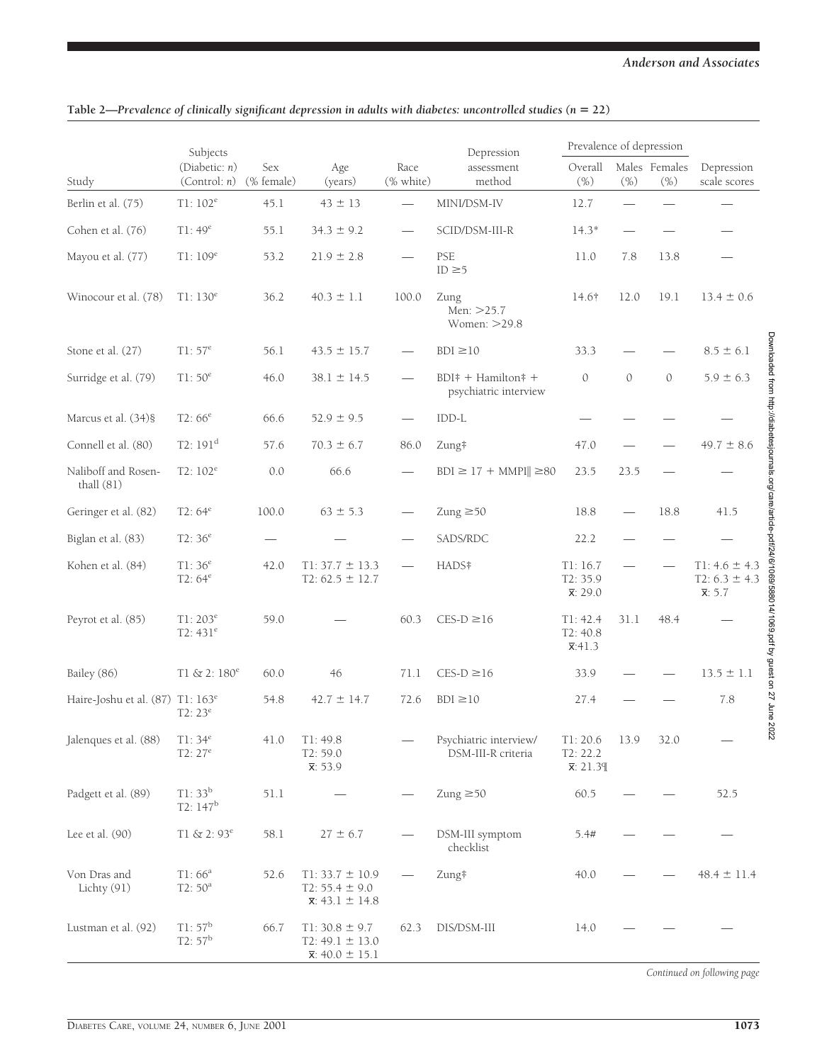**Table 2—Prevalence of clinically significant depression in adults with diabetes: uncontrolled studies (n = 22)**

| Study | Subjects (Diabetic: n) (Control: n) | Sex (% female) | Age (years) | Race (% white) | Depression assessment method | Prevalence of depression Overall (%) | Males (%) | Females (%) | Depression scale scores |
|---|---|---|---|---|---|---|---|---|---|
| Berlin et al. (75) | T1: 102[e] | 45.1 | 43 ± 13 | — | MINI/DSM-IV | 12.7 | — | — | — |
| Cohen et al. (76) | T1: 49[e] | 55.1 | 34.3 ± 9.2 | — | SCID/DSM-III-R | 14.3* | — | — | — |
| Mayou et al. (77) | T1: 109[e] | 53.2 | 21.9 ± 2.8 | — | PSE ID ≥5 | 11.0 | 7.8 | 13.8 | — |
| Winocour et al. (78) | T1: 130[e] | 36.2 | 40.3 ± 1.1 | 100.0 | Zung Men: >25.7 Women: >29.8 | 14.6† | 12.0 | 19.1 | 13.4 ± 0.6 |
| Stone et al. (27) | T1: 57[e] | 56.1 | 43.5 ± 15.7 | — | BDI ≥10 | 33.3 | — | — | 8.5 ± 6.1 |
| Surridge et al. (79) | T1: 50[e] | 46.0 | 38.1 ± 14.5 | — | BDI‡ + Hamilton‡ + psychiatric interview | 0 | 0 | 0 | 5.9 ± 6.3 |
| Marcus et al. (34)§ | T2: 66[e] | 66.6 | 52.9 ± 9.5 | — | IDD-L | — | — | — | — |
| Connell et al. (80) | T2: 191[d] | 57.6 | 70.3 ± 6.7 | 86.0 | Zung‡ | 47.0 | — | — | 49.7 ± 8.6 |
| Naliboff and Rosenthall (81) | T2: 102[e] | 0.0 | 66.6 | — | BDI ≥ 17 + MMPI‖ ≥80 | 23.5 | 23.5 | — | — |
| Geringer et al. (82) | T2: 64[e] | 100.0 | 63 ± 5.3 | — | Zung ≥50 | 18.8 | — | 18.8 | 41.5 |
| Biglan et al. (83) | T2: 36[e] | — | — | — | SADS/RDC | 22.2 | — | — | — |
| Kohen et al. (84) | T1: 36[e] T2: 64[e] | 42.0 | T1: 37.7 ± 13.3 T2: 62.5 ± 12.7 | — | HADS‡ | T1: 16.7 T2: 35.9 x̄: 29.0 | — | — | T1: 4.6 ± 4.3 T2: 6.3 ± 4.3 x̄: 5.7 |
| Peyrot et al. (85) | T1: 203[e] T2: 431[e] | 59.0 | — | 60.3 | CES-D ≥16 | T1: 42.4 T2: 40.8 x̄:41.3 | 31.1 | 48.4 | — |
| Bailey (86) | T1 & 2: 180[e] | 60.0 | 46 | 71.1 | CES-D ≥16 | 33.9 | — | — | 13.5 ± 1.1 |
| Haire-Joshu et al. (87) | T1: 163[e] T2: 23[e] | 54.8 | 42.7 ± 14.7 | 72.6 | BDI ≥10 | 27.4 | — | — | 7.8 |
| Jalenques et al. (88) | T1: 34[e] T2: 27[e] | 41.0 | T1: 49.8 T2: 59.0 x̄: 53.9 | — | Psychiatric interview/ DSM-III-R criteria | T1: 20.6 T2: 22.2 x̄: 21.3¶ | 13.9 | 32.0 | — |
| Padgett et al. (89) | T1: 33[b] T2: 147[b] | 51.1 | — | — | Zung ≥50 | 60.5 | — | — | 52.5 |
| Lee et al. (90) | T1 & 2: 93[e] | 58.1 | 27 ± 6.7 | — | DSM-III symptom checklist | 5.4# | — | — | — |
| Von Dras and Lichty (91) | T1: 66[a] T2: 50[a] | 52.6 | T1: 33.7 ± 10.9 T2: 55.4 ± 9.0 x̄: 43.1 ± 14.8 | — | Zung‡ | 40.0 | — | — | 48.4 ± 11.4 |
| Lustman et al. (92) | T1: 57[b] T2: 57[b] | 66.7 | T1: 30.8 ± 9.7 T2: 49.1 ± 13.0 x̄: 40.0 ± 15.1 | 62.3 | DIS/DSM-III | 14.0 | — | — | — |

*Continued on following page*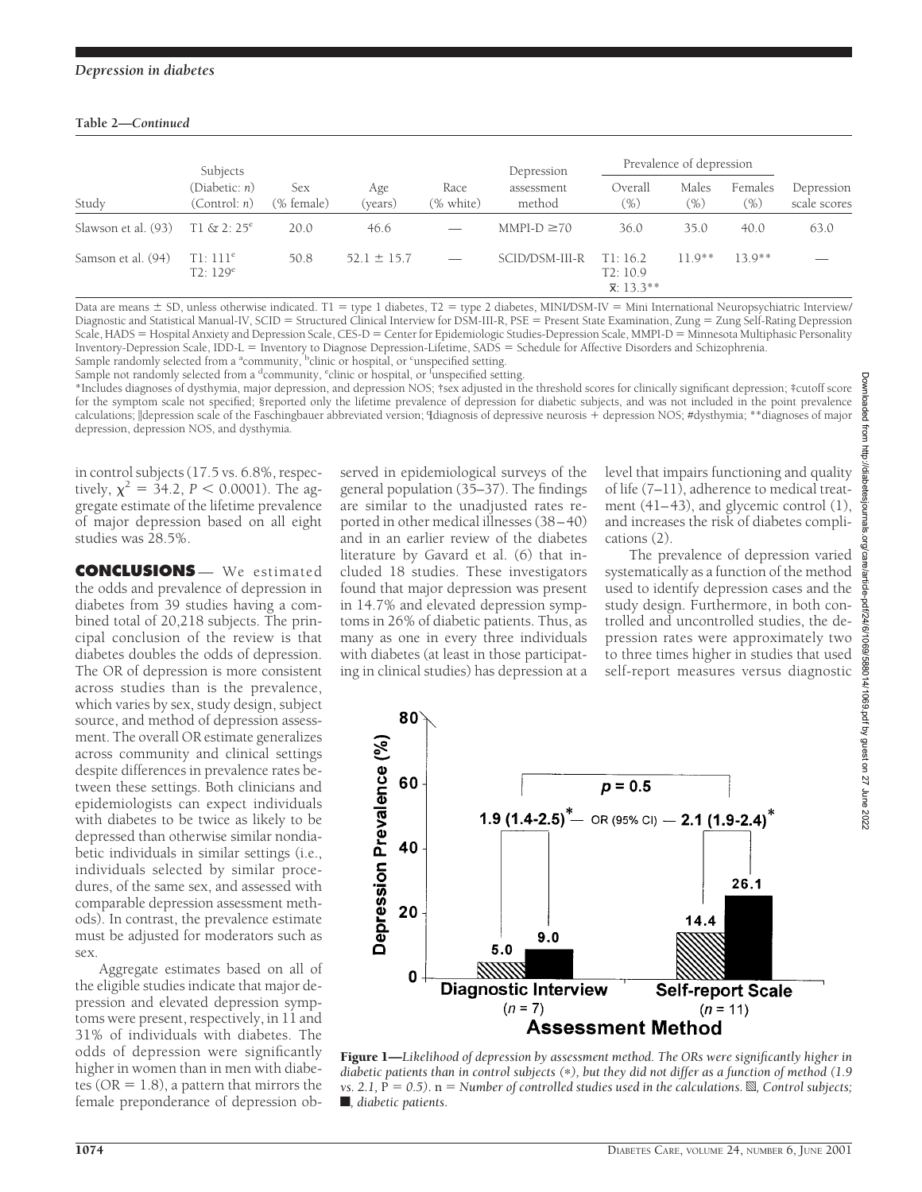**Table 2—Continued**

| Study | Subjects (Diabetic: *n*) (Control: *n*) | Sex (% female) | Age (years) | Race (% white) | Depression assessment method | Prevalence of depression | | | Depression scale scores |
|---|---|---|---|---|---|---|---|---|---|
| | | | | | | Overall (%) | Males (%) | Females (%) | |
| Slawson et al. (93) | T1 & 2: 25[e] | 20.0 | 46.6 | — | MMPI-D ≥70 | 36.0 | 35.0 | 40.0 | 63.0 |
| Samson et al. (94) | T1: 111[e] T2: 129[e] | 50.8 | 52.1 ± 15.7 | — | SCID/DSM-III-R | T1: 16.2 T2: 10.9 x̄: 13.3** | 11.9** | 13.9** | — |

Data are means ± SD, unless otherwise indicated. T1 = type 1 diabetes, T2 = type 2 diabetes, MINI/DSM-IV = Mini International Neuropsychiatric Interview/Diagnostic and Statistical Manual-IV, SCID = Structured Clinical Interview for DSM-III-R, PSE = Present State Examination, Zung = Zung Self-Rating Depression Scale, HADS = Hospital Anxiety and Depression Scale, CES-D = Center for Epidemiologic Studies-Depression Scale, MMPI-D = Minnesota Multiphasic Personality Inventory-Depression Scale, IDD-L = Inventory to Diagnose Depression-Lifetime, SADS = Schedule for Affective Disorders and Schizophrenia.
Sample randomly selected from a [a]community, [b]clinic or hospital, or [c]unspecified setting.
Sample not randomly selected from a [d]community, [e]clinic or hospital, or [f]unspecified setting.
*Includes diagnoses of dysthymia, major depression, and depression NOS; †sex adjusted in the threshold scores for clinically significant depression; ‡cutoff score for the symptom scale not specified; §reported only the lifetime prevalence of depression for diabetic subjects, and was not included in the point prevalence calculations; ‖depression scale of the Faschingbauer abbreviated version; ¶diagnosis of depressive neurosis + depression NOS; #dysthymia; **diagnoses of major depression, depression NOS, and dysthymia.

in control subjects (17.5 vs. 6.8%, respectively, $\chi^2 = 34.2$, $P < 0.0001$). The aggregate estimate of the lifetime prevalence of major depression based on all eight studies was 28.5%.

## CONCLUSIONS

We estimated the odds and prevalence of depression in diabetes from 39 studies having a combined total of 20,218 subjects. The principal conclusion of the review is that diabetes doubles the odds of depression. The OR of depression is more consistent across studies than is the prevalence, which varies by sex, study design, subject source, and method of depression assessment. The overall OR estimate generalizes across community and clinical settings despite differences in prevalence rates between these settings. Both clinicians and epidemiologists can expect individuals with diabetes to be twice as likely to be depressed than otherwise similar nondiabetic individuals in similar settings (i.e., individuals selected by similar procedures, of the same sex, and assessed with comparable depression assessment methods). In contrast, the prevalence estimate must be adjusted for moderators such as sex.

Aggregate estimates based on all of the eligible studies indicate that major depression and elevated depression symptoms were present, respectively, in 11 and 31% of individuals with diabetes. The odds of depression were significantly higher in women than in men with diabetes (OR = 1.8), a pattern that mirrors the female preponderance of depression observed in epidemiological surveys of the general population (35–37). The findings are similar to the unadjusted rates reported in other medical illnesses (38–40) and in an earlier review of the diabetes literature by Gavard et al. (6) that included 18 studies. These investigators found that major depression was present in 14.7% and elevated depression symptoms in 26% of diabetic patients. Thus, as many as one in every three individuals with diabetes (at least in those participating in clinical studies) has depression at a level that impairs functioning and quality of life (7–11), adherence to medical treatment (41–43), and glycemic control (1), and increases the risk of diabetes complications (2).

The prevalence of depression varied systematically as a function of the method used to identify depression cases and the study design. Furthermore, in both controlled and uncontrolled studies, the depression rates were approximately two to three times higher in studies that used self-report measures versus diagnostic

**Figure 1**—*Likelihood of depression by assessment method. The ORs were significantly higher in diabetic patients than in control subjects (*), but they did not differ as a function of method (1.9 vs. 2.1, P = 0.5).* n = *Number of controlled studies used in the calculations.* ▧, *Control subjects;* ■, *diabetic patients.*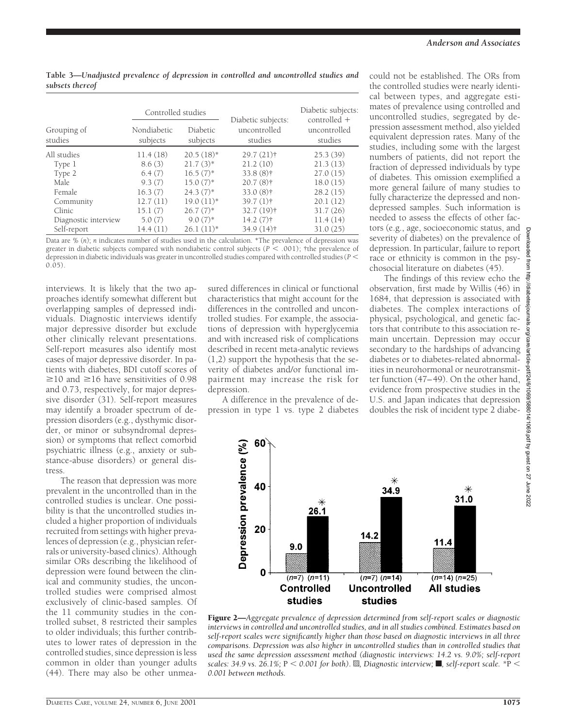**Table 3—Unadjusted prevalence of depression in controlled and uncontrolled studies and subsets thereof**

| Grouping of studies | Controlled studies: Nondiabetic subjects | Controlled studies: Diabetic subjects | Diabetic subjects: uncontrolled studies | Diabetic subjects: controlled + uncontrolled studies |
|---|---|---|---|---|
| All studies | 11.4 (18) | 20.5 (18)* | 29.7 (21)† | 25.3 (39) |
| Type 1 | 8.6 (3) | 21.7 (3)* | 21.2 (10) | 21.3 (13) |
| Type 2 | 6.4 (7) | 16.5 (7)* | 33.8 (8)† | 27.0 (15) |
| Male | 9.3 (7) | 15.0 (7)* | 20.7 (8)† | 18.0 (15) |
| Female | 16.3 (7) | 24.3 (7)* | 33.0 (8)† | 28.2 (15) |
| Community | 12.7 (11) | 19.0 (11)* | 39.7 (1)† | 20.1 (12) |
| Clinic | 15.1 (7) | 26.7 (7)* | 32.7 (19)† | 31.7 (26) |
| Diagnostic interview | 5.0 (7) | 9.0 (7)* | 14.2 (7)† | 11.4 (14) |
| Self-report | 14.4 (11) | 26.1 (11)* | 34.9 (14)† | 31.0 (25) |

Data are % (*n*); *n* indicates number of studies used in the calculation. *The prevalence of depression was greater in diabetic subjects compared with nondiabetic control subjects ($P < .001$); †the prevalence of depression in diabetic individuals was greater in uncontrolled studies compared with controlled studies ($P < 0.05$).

interviews. It is likely that the two approaches identify somewhat different but overlapping samples of depressed individuals. Diagnostic interviews identify major depressive disorder but exclude other clinically relevant presentations. Self-report measures also identify most cases of major depressive disorder. In patients with diabetes, BDI cutoff scores of ≥10 and ≥16 have sensitivities of 0.98 and 0.73, respectively, for major depressive disorder (31). Self-report measures may identify a broader spectrum of depression disorders (e.g., dysthymic disorder, or minor or subsyndromal depression) or symptoms that reflect comorbid psychiatric illness (e.g., anxiety or substance-abuse disorders) or general distress.

The reason that depression was more prevalent in the uncontrolled than in the controlled studies is unclear. One possibility is that the uncontrolled studies included a higher proportion of individuals recruited from settings with higher prevalences of depression (e.g., physician referrals or university-based clinics). Although similar ORs describing the likelihood of depression were found between the clinical and community studies, the uncontrolled studies were comprised almost exclusively of clinic-based samples. Of the 11 community studies in the controlled subset, 8 restricted their samples to older individuals; this further contributes to lower rates of depression in the controlled studies, since depression is less common in older than younger adults (44). There may also be other unmeasured differences in clinical or functional characteristics that might account for the differences in the controlled and uncontrolled studies. For example, the associations of depression with hyperglycemia and with increased risk of complications described in recent meta-analytic reviews (1,2) support the hypothesis that the severity of diabetes and/or functional impairment may increase the risk for depression.

A difference in the prevalence of depression in type 1 vs. type 2 diabetes could not be established. The ORs from the controlled studies were nearly identical between types, and aggregate estimates of prevalence using controlled and uncontrolled studies, segregated by depression assessment method, also yielded equivalent depression rates. Many of the studies, including some with the largest numbers of patients, did not report the fraction of depressed individuals by type of diabetes. This omission exemplified a more general failure of many studies to fully characterize the depressed and nondepressed samples. Such information is needed to assess the effects of other factors (e.g., age, socioeconomic status, and severity of diabetes) on the prevalence of depression. In particular, failure to report race or ethnicity is common in the psychosocial literature on diabetes (45).

The findings of this review echo the observation, first made by Willis (46) in 1684, that depression is associated with diabetes. The complex interactions of physical, psychological, and genetic factors that contribute to this association remain uncertain. Depression may occur secondary to the hardships of advancing diabetes or to diabetes-related abnormalities in neurohormonal or neurotransmitter function (47–49). On the other hand, evidence from prospective studies in the U.S. and Japan indicates that depression doubles the risk of incident type 2 diabe-

**Figure 2**—*Aggregate prevalence of depression determined from self-report scales or diagnostic interviews in controlled and uncontrolled studies, and in all studies combined. Estimates based on self-report scales were significantly higher than those based on diagnostic interviews in all three comparisons. Depression was also higher in uncontrolled studies than in controlled studies that used the same depression assessment method (diagnostic interviews: 14.2 vs. 9.0%; self-report scales: 34.9 vs. 26.1%;* $P < 0.001$ *for both). ▨, Diagnostic interview; ■, self-report scale.* *$P < 0.001$ *between methods.*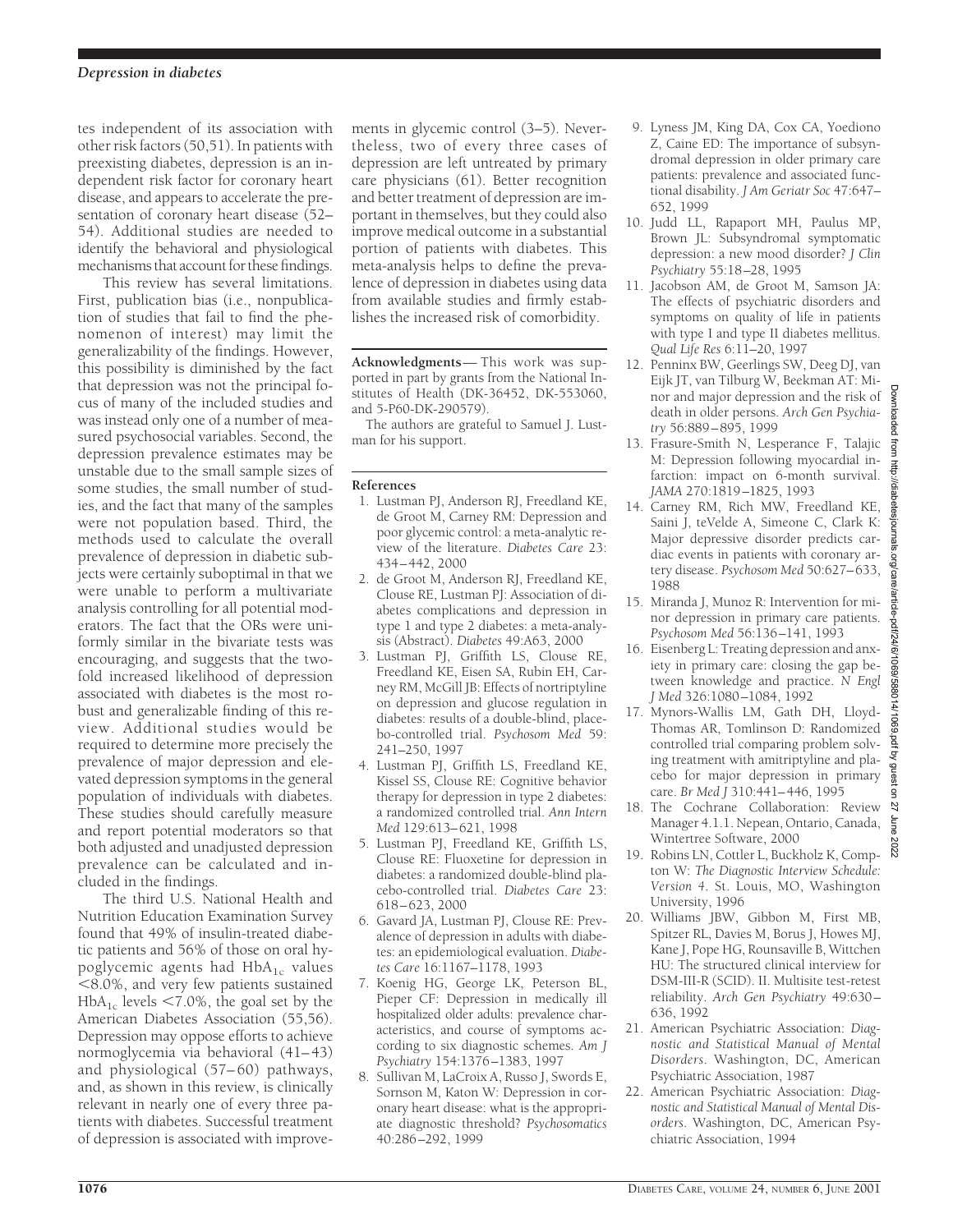tes independent of its association with other risk factors (50,51). In patients with preexisting diabetes, depression is an independent risk factor for coronary heart disease, and appears to accelerate the presentation of coronary heart disease (52–54). Additional studies are needed to identify the behavioral and physiological mechanisms that account for these findings.

This review has several limitations. First, publication bias (i.e., nonpublication of studies that fail to find the phenomenon of interest) may limit the generalizability of the findings. However, this possibility is diminished by the fact that depression was not the principal focus of many of the included studies and was instead only one of a number of measured psychosocial variables. Second, the depression prevalence estimates may be unstable due to the small sample sizes of some studies, the small number of studies, and the fact that many of the samples were not population based. Third, the methods used to calculate the overall prevalence of depression in diabetic subjects were certainly suboptimal in that we were unable to perform a multivariate analysis controlling for all potential moderators. The fact that the ORs were uniformly similar in the bivariate tests was encouraging, and suggests that the twofold increased likelihood of depression associated with diabetes is the most robust and generalizable finding of this review. Additional studies would be required to determine more precisely the prevalence of major depression and elevated depression symptoms in the general population of individuals with diabetes. These studies should carefully measure and report potential moderators so that both adjusted and unadjusted depression prevalence can be calculated and included in the findings.

The third U.S. National Health and Nutrition Education Examination Survey found that 49% of insulin-treated diabetic patients and 56% of those on oral hypoglycemic agents had $HbA_{1c}$ values <8.0%, and very few patients sustained $HbA_{1c}$ levels <7.0%, the goal set by the American Diabetes Association (55,56). Depression may oppose efforts to achieve normoglycemia via behavioral (41–43) and physiological (57–60) pathways, and, as shown in this review, is clinically relevant in nearly one of every three patients with diabetes. Successful treatment of depression is associated with improvements in glycemic control (3–5). Nevertheless, two of every three cases of depression are left untreated by primary care physicians (61). Better recognition and better treatment of depression are important in themselves, but they could also improve medical outcome in a substantial portion of patients with diabetes. This meta-analysis helps to define the prevalence of depression in diabetes using data from available studies and firmly establishes the increased risk of comorbidity.

**Acknowledgments** — This work was supported in part by grants from the National Institutes of Health (DK-36452, DK-553060, and 5-P60-DK-290579).

The authors are grateful to Samuel J. Lustman for his support.

**References**

1. Lustman PJ, Anderson RJ, Freedland KE, de Groot M, Carney RM: Depression and poor glycemic control: a meta-analytic review of the literature. *Diabetes Care* 23:434–442, 2000
2. de Groot M, Anderson RJ, Freedland KE, Clouse RE, Lustman PJ: Association of diabetes complications and depression in type 1 and type 2 diabetes: a meta-analysis (Abstract). *Diabetes* 49:A63, 2000
3. Lustman PJ, Griffith LS, Clouse RE, Freedland KE, Eisen SA, Rubin EH, Carney RM, McGill JB: Effects of nortriptyline on depression and glucose regulation in diabetes: results of a double-blind, placebo-controlled trial. *Psychosom Med* 59:241–250, 1997
4. Lustman PJ, Griffith LS, Freedland KE, Kissel SS, Clouse RE: Cognitive behavior therapy for depression in type 2 diabetes: a randomized controlled trial. *Ann Intern Med* 129:613–621, 1998
5. Lustman PJ, Freedland KE, Griffith LS, Clouse RE: Fluoxetine for depression in diabetes: a randomized double-blind placebo-controlled trial. *Diabetes Care* 23:618–623, 2000
6. Gavard JA, Lustman PJ, Clouse RE: Prevalence of depression in adults with diabetes: an epidemiological evaluation. *Diabetes Care* 16:1167–1178, 1993
7. Koenig HG, George LK, Peterson BL, Pieper CF: Depression in medically ill hospitalized older adults: prevalence characteristics, and course of symptoms according to six diagnostic schemes. *Am J Psychiatry* 154:1376–1383, 1997
8. Sullivan M, LaCroix A, Russo J, Swords E, Sornson M, Katon W: Depression in coronary heart disease: what is the appropriate diagnostic threshold? *Psychosomatics* 40:286–292, 1999
9. Lyness JM, King DA, Cox CA, Yoediono Z, Caine ED: The importance of subsyndromal depression in older primary care patients: prevalence and associated functional disability. *J Am Geriatr Soc* 47:647–652, 1999
10. Judd LL, Rapaport MH, Paulus MP, Brown JL: Subsyndromal symptomatic depression: a new mood disorder? *J Clin Psychiatry* 55:18–28, 1995
11. Jacobson AM, de Groot M, Samson JA: The effects of psychiatric disorders and symptoms on quality of life in patients with type I and type II diabetes mellitus. *Qual Life Res* 6:11–20, 1997
12. Penninx BW, Geerlings SW, Deeg DJ, van Eijk JT, van Tilburg W, Beekman AT: Minor and major depression and the risk of death in older persons. *Arch Gen Psychiatry* 56:889–895, 1999
13. Frasure-Smith N, Lesperance F, Talajic M: Depression following myocardial infarction: impact on 6-month survival. *JAMA* 270:1819–1825, 1993
14. Carney RM, Rich MW, Freedland KE, Saini J, teVelde A, Simeone C, Clark K: Major depressive disorder predicts cardiac events in patients with coronary artery disease. *Psychosom Med* 50:627–633, 1988
15. Miranda J, Munoz R: Intervention for minor depression in primary care patients. *Psychosom Med* 56:136–141, 1993
16. Eisenberg L: Treating depression and anxiety in primary care: closing the gap between knowledge and practice. *N Engl J Med* 326:1080–1084, 1992
17. Mynors-Wallis LM, Gath DH, Lloyd-Thomas AR, Tomlinson D: Randomized controlled trial comparing problem solving treatment with amitriptyline and placebo for major depression in primary care. *Br Med J* 310:441–446, 1995
18. The Cochrane Collaboration: Review Manager 4.1.1. Nepean, Ontario, Canada, Wintertree Software, 2000
19. Robins LN, Cottler L, Buckholz K, Compton W: *The Diagnostic Interview Schedule: Version 4*. St. Louis, MO, Washington University, 1996
20. Williams JBW, Gibbon M, First MB, Spitzer RL, Davies M, Borus J, Howes MJ, Kane J, Pope HG, Rounsaville B, Wittchen HU: The structured clinical interview for DSM-III-R (SCID). II. Multisite test-retest reliability. *Arch Gen Psychiatry* 49:630–636, 1992
21. American Psychiatric Association: *Diagnostic and Statistical Manual of Mental Disorders*. Washington, DC, American Psychiatric Association, 1987
22. American Psychiatric Association: *Diagnostic and Statistical Manual of Mental Disorders*. Washington, DC, American Psychiatric Association, 1994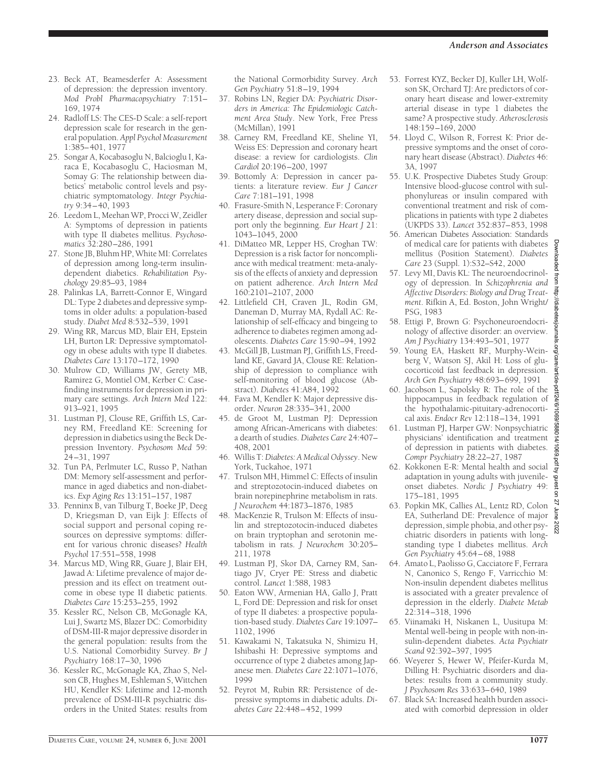23. Beck AT, Beamesderfer A: Assessment of depression: the depression inventory. *Mod Probl Pharmacopsychiatry* 7:151–169, 1974
24. Radloff LS: The CES-D Scale: a self-report depression scale for research in the general population. *Appl Psychol Measurement* 1:385–401, 1977
25. Songar A, Kocabasoglu N, Balcioglu I, Karaca E, Kocabasoglu C, Haciosman M, Somay G: The relationship between diabetics' metabolic control levels and psychiatric symptomatology. *Integr Psychiatry* 9:34–40, 1993
26. Leedom L, Meehan WP, Procci W, Zeidler A: Symptoms of depression in patients with type II diabetes mellitus. *Psychosomatics* 32:280–286, 1991
27. Stone JB, Bluhm HP, White MI: Correlates of depression among long-term insulin-dependent diabetics. *Rehabilitation Psychology* 29:85–93, 1984
28. Palinkas LA, Barrett-Connor E, Wingard DL: Type 2 diabetes and depressive symptoms in older adults: a population-based study. *Diabet Med* 8:532–539, 1991
29. Wing RR, Marcus MD, Blair EH, Epstein LH, Burton LR: Depressive symptomatology in obese adults with type II diabetes. *Diabetes Care* 13:170–172, 1990
30. Mulrow CD, Williams JW, Gerety MB, Ramirez G, Montiel OM, Kerber C: Case-finding instruments for depression in primary care settings. *Arch Intern Med* 122: 913–921, 1995
31. Lustman PJ, Clouse RE, Griffith LS, Carney RM, Freedland KE: Screening for depression in diabetics using the Beck Depression Inventory. *Psychosom Med* 59: 24–31, 1997
32. Tun PA, Perlmuter LC, Russo P, Nathan DM: Memory self-assessment and performance in aged diabetics and non-diabetics. *Exp Aging Res* 13:151–157, 1987
33. Penninx B, van Tilburg T, Boeke JP, Deeg D, Kriegsman D, van Eijk J: Effects of social support and personal coping resources on depressive symptoms: different for various chronic diseases? *Health Psychol* 17:551–558, 1998
34. Marcus MD, Wing RR, Guare J, Blair EH, Jawad A: Lifetime prevalence of major depression and its effect on treatment outcome in obese type II diabetic patients. *Diabetes Care* 15:253–255, 1992
35. Kessler RC, Nelson CB, McGonagle KA, Lui J, Swartz MS, Blazer DC: Comorbidity of DSM-III-R major depressive disorder in the general population: results from the U.S. National Comorbidity Survey. *Br J Psychiatry* 168:17–30, 1996
36. Kessler RC, McGonagle KA, Zhao S, Nelson CB, Hughes M, Eshleman S, Wittchen HU, Kendler KS: Lifetime and 12-month prevalence of DSM-III-R psychiatric disorders in the United States: results from the National Cormorbidity Survey. *Arch Gen Psychiatry* 51:8–19, 1994
37. Robins LN, Regier DA: *Psychiatric Disorders in America: The Epidemiologic Catchment Area Study*. New York, Free Press (McMillan), 1991
38. Carney RM, Freedland KE, Sheline YI, Weiss ES: Depression and coronary heart disease: a review for cardiologists. *Clin Cardiol* 20:196–200, 1997
39. Bottomly A: Depression in cancer patients: a literature review. *Eur J Cancer Care* 7:181–191, 1998
40. Frasure-Smith N, Lesperance F: Coronary artery disease, depression and social support only the beginning. *Eur Heart J* 21: 1043–1045, 2000
41. DiMatteo MR, Lepper HS, Croghan TW: Depression is a risk factor for noncompliance with medical treatment: meta-analysis of the effects of anxiety and depression on patient adherence. *Arch Intern Med* 160:2101–2107, 2000
42. Littlefield CH, Craven JL, Rodin GM, Daneman D, Murray MA, Rydall AC: Relationship of self-efficacy and bingeing to adherence to diabetes regimen among adolescents. *Diabetes Care* 15:90–94, 1992
43. McGill JB, Lustman PJ, Griffith LS, Freedland KE, Gavard JA, Clouse RE: Relationship of depression to compliance with self-monitoring of blood glucose (Abstract). *Diabetes* 41:A84, 1992
44. Fava M, Kendler K: Major depressive disorder. *Neuron* 28:335–341, 2000
45. de Groot M, Lustman PJ: Depression among African-Americans with diabetes: a dearth of studies. *Diabetes Care* 24:407–408, 2001
46. Willis T: *Diabetes: A Medical Odyssey*. New York, Tuckahoe, 1971
47. Trulson MH, Himmel C: Effects of insulin and streptozotocin-induced diabetes on brain norepinephrine metabolism in rats. *J Neurochem* 44:1873–1876, 1985
48. MacKenzie R, Trulson M: Effects of insulin and streptozotocin-induced diabetes on brain tryptophan and serotonin metabolism in rats. *J Neurochem* 30:205–211, 1978
49. Lustman PJ, Skor DA, Carney RM, Santiago JV, Cryer PE: Stress and diabetic control. *Lancet* 1:588, 1983
50. Eaton WW, Armenian HA, Gallo J, Pratt L, Ford DE: Depression and risk for onset of type II diabetes: a prospective population-based study. *Diabetes Care* 19:1097–1102, 1996
51. Kawakami N, Takatsuka N, Shimizu H, Ishibashi H: Depressive symptoms and occurrence of type 2 diabetes among Japanese men. *Diabetes Care* 22:1071–1076, 1999
52. Peyrot M, Rubin RR: Persistence of depressive symptoms in diabetic adults. *Diabetes Care* 22:448–452, 1999
53. Forrest KYZ, Becker DJ, Kuller LH, Wolfson SK, Orchard TJ: Are predictors of coronary heart disease and lower-extremity arterial disease in type 1 diabetes the same? A prospective study. *Atherosclerosis* 148:159–169, 2000
54. Lloyd C, Wilson R, Forrest K: Prior depressive symptoms and the onset of coronary heart disease (Abstract). *Diabetes* 46: 3A, 1997
55. U.K. Prospective Diabetes Study Group: Intensive blood-glucose control with sulphonylureas or insulin compared with conventional treatment and risk of complications in patients with type 2 diabetes (UKPDS 33). *Lancet* 352:837–853, 1998
56. American Diabetes Association: Standards of medical care for patients with diabetes mellitus (Position Statement). *Diabetes Care* 23 (Suppl. 1):S32–S42, 2000
57. Levy MI, Davis KL: The neuroendocrinology of depression. In *Schizophrenia and Affective Disorders: Biology and Drug Treatment*. Rifkin A, Ed. Boston, John Wright/PSG, 1983
58. Ettigi P, Brown G: Psychoneuroendocrinology of affective disorder: an overview. *Am J Psychiatry* 134:493–501, 1977
59. Young EA, Haskett RF, Murphy-Weinberg V, Watson SJ, Akil H: Loss of glucocorticoid fast feedback in depression. *Arch Gen Psychiatry* 48:693–699, 1991
60. Jacobson L, Sapolsky R: The role of the hippocampus in feedback regulation of the hypothalamic-pituitary-adrenocortical axis. *Endocr Rev* 12:118–134, 1991
61. Lustman PJ, Harper GW: Nonpsychiatric physicians' identification and treatment of depression in patients with diabetes. *Compr Psychiatry* 28:22–27, 1987
62. Kokkonen E-R: Mental health and social adaptation in young adults with juvenile-onset diabetes. *Nordic J Psychiatry* 49: 175–181, 1995
63. Popkin MK, Callies AL, Lentz RD, Colon EA, Sutherland DE: Prevalence of major depression, simple phobia, and other psychiatric disorders in patients with long-standing type I diabetes mellitus. *Arch Gen Psychiatry* 45:64–68, 1988
64. Amato L, Paolisso G, Cacciatore F, Ferrara N, Canonico S, Rengo F, Varricchio M: Non-insulin dependent diabetes mellitus is associated with a greater prevalence of depression in the elderly. *Diabete Metab* 22:314–318, 1996
65. Viinamäki H, Niskanen L, Uusitupa M: Mental well-being in people with non-insulin-dependent diabetes. *Acta Psychiatr Scand* 92:392–397, 1995
66. Weyerer S, Hewer W, Pfeifer-Kurda M, Dilling H: Psychiatric disorders and diabetes: results from a community study. *J Psychosom Res* 33:633–640, 1989
67. Black SA: Increased health burden associated with comorbid depression in older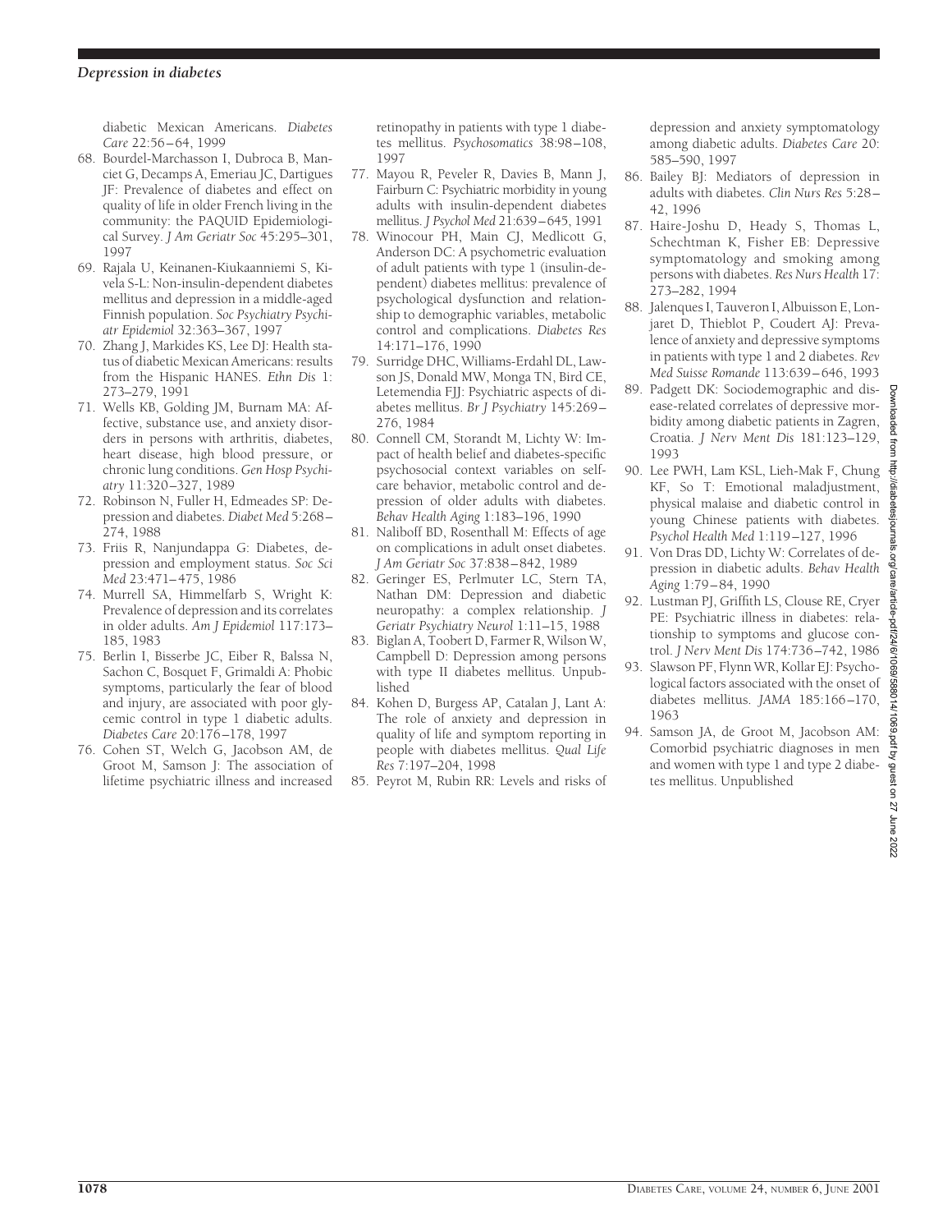diabetic Mexican Americans. *Diabetes Care* 22:56–64, 1999

68. Bourdel-Marchasson I, Dubroca B, Manciet G, Decamps A, Emeriau JC, Dartigues JF: Prevalence of diabetes and effect on quality of life in older French living in the community: the PAQUID Epidemiological Survey. *J Am Geriatr Soc* 45:295–301, 1997
69. Rajala U, Keinanen-Kiukaanniemi S, Kivela S-L: Non-insulin-dependent diabetes mellitus and depression in a middle-aged Finnish population. *Soc Psychiatry Psychiatr Epidemiol* 32:363–367, 1997
70. Zhang J, Markides KS, Lee DJ: Health status of diabetic Mexican Americans: results from the Hispanic HANES. *Ethn Dis* 1: 273–279, 1991
71. Wells KB, Golding JM, Burnam MA: Affective, substance use, and anxiety disorders in persons with arthritis, diabetes, heart disease, high blood pressure, or chronic lung conditions. *Gen Hosp Psychiatry* 11:320–327, 1989
72. Robinson N, Fuller H, Edmeades SP: Depression and diabetes. *Diabet Med* 5:268–274, 1988
73. Friis R, Nanjundappa G: Diabetes, depression and employment status. *Soc Sci Med* 23:471–475, 1986
74. Murrell SA, Himmelfarb S, Wright K: Prevalence of depression and its correlates in older adults. *Am J Epidemiol* 117:173–185, 1983
75. Berlin I, Bisserbe JC, Eiber R, Balssa N, Sachon C, Bosquet F, Grimaldi A: Phobic symptoms, particularly the fear of blood and injury, are associated with poor glycemic control in type 1 diabetic adults. *Diabetes Care* 20:176–178, 1997
76. Cohen ST, Welch G, Jacobson AM, de Groot M, Samson J: The association of lifetime psychiatric illness and increased retinopathy in patients with type 1 diabetes mellitus. *Psychosomatics* 38:98–108, 1997
77. Mayou R, Peveler R, Davies B, Mann J, Fairburn C: Psychiatric morbidity in young adults with insulin-dependent diabetes mellitus. *J Psychol Med* 21:639–645, 1991
78. Winocour PH, Main CJ, Medlicott G, Anderson DC: A psychometric evaluation of adult patients with type 1 (insulin-dependent) diabetes mellitus: prevalence of psychological dysfunction and relationship to demographic variables, metabolic control and complications. *Diabetes Res* 14:171–176, 1990
79. Surridge DHC, Williams-Erdahl DL, Lawson JS, Donald MW, Monga TN, Bird CE, Letemendia FJJ: Psychiatric aspects of diabetes mellitus. *Br J Psychiatry* 145:269–276, 1984
80. Connell CM, Storandt M, Lichty W: Impact of health belief and diabetes-specific psychosocial context variables on self-care behavior, metabolic control and depression of older adults with diabetes. *Behav Health Aging* 1:183–196, 1990
81. Naliboff BD, Rosenthall M: Effects of age on complications in adult onset diabetes. *J Am Geriatr Soc* 37:838–842, 1989
82. Geringer ES, Perlmuter LC, Stern TA, Nathan DM: Depression and diabetic neuropathy: a complex relationship. *J Geriatr Psychiatry Neurol* 1:11–15, 1988
83. Biglan A, Toobert D, Farmer R, Wilson W, Campbell D: Depression among persons with type II diabetes mellitus. Unpublished
84. Kohen D, Burgess AP, Catalan J, Lant A: The role of anxiety and depression in quality of life and symptom reporting in people with diabetes mellitus. *Qual Life Res* 7:197–204, 1998
85. Peyrot M, Rubin RR: Levels and risks of depression and anxiety symptomatology among diabetic adults. *Diabetes Care* 20: 585–590, 1997
86. Bailey BJ: Mediators of depression in adults with diabetes. *Clin Nurs Res* 5:28–42, 1996
87. Haire-Joshu D, Heady S, Thomas L, Schechtman K, Fisher EB: Depressive symptomatology and smoking among persons with diabetes. *Res Nurs Health* 17: 273–282, 1994
88. Jalenques I, Tauveron I, Albuisson E, Lonjaret D, Thieblot P, Coudert AJ: Prevalence of anxiety and depressive symptoms in patients with type 1 and 2 diabetes. *Rev Med Suisse Romande* 113:639–646, 1993
89. Padgett DK: Sociodemographic and disease-related correlates of depressive morbidity among diabetic patients in Zagren, Croatia. *J Nerv Ment Dis* 181:123–129, 1993
90. Lee PWH, Lam KSL, Lieh-Mak F, Chung KF, So T: Emotional maladjustment, physical malaise and diabetic control in young Chinese patients with diabetes. *Psychol Health Med* 1:119–127, 1996
91. Von Dras DD, Lichty W: Correlates of depression in diabetic adults. *Behav Health Aging* 1:79–84, 1990
92. Lustman PJ, Griffith LS, Clouse RE, Cryer PE: Psychiatric illness in diabetes: relationship to symptoms and glucose control. *J Nerv Ment Dis* 174:736–742, 1986
93. Slawson PF, Flynn WR, Kollar EJ: Psychological factors associated with the onset of diabetes mellitus. *JAMA* 185:166–170, 1963
94. Samson JA, de Groot M, Jacobson AM: Comorbid psychiatric diagnoses in men and women with type 1 and type 2 diabetes mellitus. Unpublished